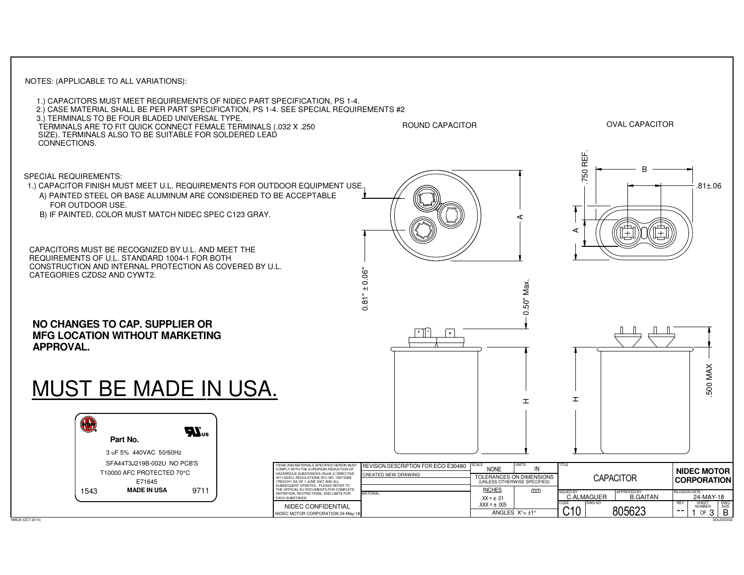NOTES: (APPLICABLE TO ALL VARIATIONS):

1.) CAPACITORS MUST MEET REQUIREMENTS OF NIDEC PART SPECIFICATION, PS 1-4.
2.) CASE MATERIAL SHALL BE PER PART SPECIFICATION, PS 1-4. SEE SPECIAL REQUIREMENTS #2
3.) TERMINALS TO BE FOUR BLADED UNIVERSAL TYPE.
TERMINALS ARE TO FIT QUICK CONNECT FEMALE TERMINALS (.032 X .250 SIZE). TERMINALS ALSO TO BE SUITABLE FOR SOLDERED LEAD CONNECTIONS.

SPECIAL REQUIREMENTS:

1.) CAPACITOR FINISH MUST MEET U.L. REQUIREMENTS FOR OUTDOOR EQUIPMENT USE.
   A) PAINTED STEEL OR BASE ALUMINUM ARE CONSIDERED TO BE ACCEPTABLE FOR OUTDOOR USE.
   B) IF PAINTED, COLOR MUST MATCH NIDEC SPEC C123 GRAY.

CAPACITORS MUST BE RECOGNIZED BY U.L. AND MEET THE REQUIREMENTS OF U.L. STANDARD 1004-1 FOR BOTH CONSTRUCTION AND INTERNAL PROTECTION AS COVERED BY U.L. CATEGORIES CZDS2 AND CYWT2.

**NO CHANGES TO CAP. SUPPLIER OR MFG LOCATION WITHOUT MARKETING APPROVAL.**

# MUST BE MADE IN USA.

**Part No.**
3 uF 5% 440VAC 50/60Hz
SFA44T3J219B-002U NO PCB'S
T10000 AFC PROTECTED 70°C
E71645
1543 **MADE IN USA** 9711

ROUND CAPACITOR

A
0.81" ± 0.06"
0.50" Max.
H

OVAL CAPACITOR

.750 REF.
B
.81±.06
A
.500 MAX
H

ITEMS AND MATERIALS SPECIFIED HEREIN MUST COMPLY WITH THE EUROPEAN REDUCTION OF HAZARDOUS SUBSTANCES (RoHS 2) DIRECTIVE 2011/65/EU, REGULATIONS (EC) NO. 1907/2006 ("REACH") AS OF 1 JUNE 2007 AND ALL SUBSEQUENT UPDATES. PLEASE REFER TO THE OFFICIAL EU DOCUMENTS FOR COMPLETE DEFINITION, RESTRICTIONS, AND LIMITS FOR EACH SUBSTANCE.

NIDEC CONFIDENTIAL
NIDEC MOTOR CORPORATION 24-May-18

| REVISION DESCRIPTION FOR:ECO E30480 |
| --- |
| CREATED NEW DRAWING |
| MATERIAL: |

| SCALE | UNITS |
| --- | --- |
| NONE | IN |
| TOLERANCES ON DIMENSIONS (UNLESS OTHERWISE SPECIFIED) | |
| INCHES | mm |
| .XX = ± .01 | |
| .XXX = ± .005 | |
| ANGLES X° = ±1° | |

| TITLE | | | |
| --- | --- | --- | --- |
| CAPACITOR | | | NIDEC MOTOR CORPORATION |
| ISSUED BY C.ALMAGUER | APPROVED BY B.GAITAN | | REVISION DATE 24-MAY-18 |
| CODE C10 | DWG NO. 805623 | REV -- | SHEET NUMBER 1 OF 3, DWG SIZE B |

NMCB (OCT-2013)
SOLIDEDGE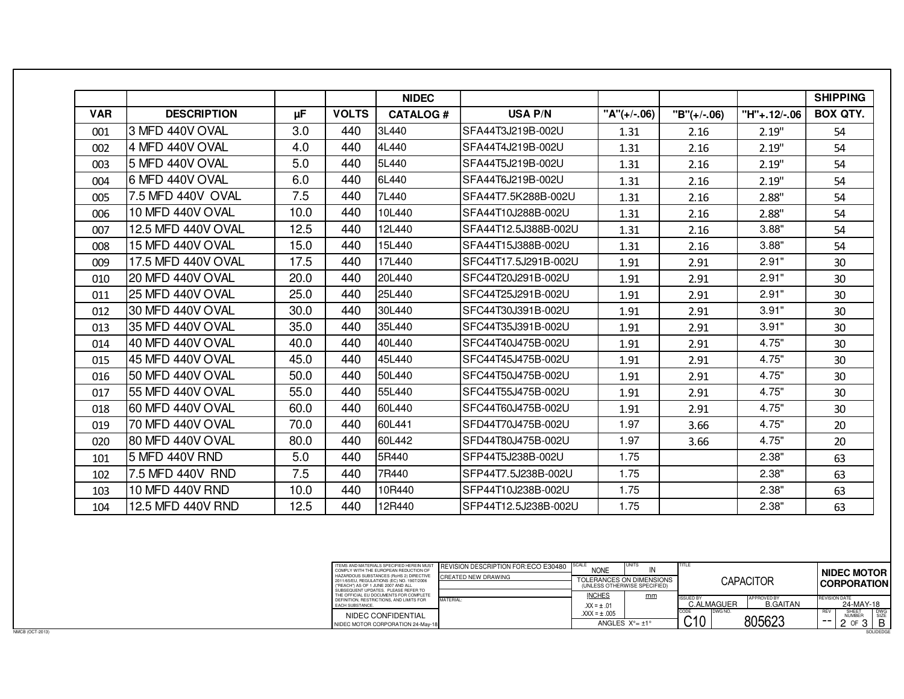| | | | | NIDEC | | | | | SHIPPING |
|---|---|---|---|---|---|---|---|---|---|
| VAR | DESCRIPTION | μF | VOLTS | CATALOG # | USA P/N | "A"(+/-.06) | "B"(+/-.06) | "H"+.12/-.06 | BOX QTY. |
| 001 | 3 MFD 440V OVAL | 3.0 | 440 | 3L440 | SFA44T3J219B-002U | 1.31 | 2.16 | 2.19" | 54 |
| 002 | 4 MFD 440V OVAL | 4.0 | 440 | 4L440 | SFA44T4J219B-002U | 1.31 | 2.16 | 2.19" | 54 |
| 003 | 5 MFD 440V OVAL | 5.0 | 440 | 5L440 | SFA44T5J219B-002U | 1.31 | 2.16 | 2.19" | 54 |
| 004 | 6 MFD 440V OVAL | 6.0 | 440 | 6L440 | SFA44T6J219B-002U | 1.31 | 2.16 | 2.19" | 54 |
| 005 | 7.5 MFD 440V OVAL | 7.5 | 440 | 7L440 | SFA44T7.5K288B-002U | 1.31 | 2.16 | 2.88" | 54 |
| 006 | 10 MFD 440V OVAL | 10.0 | 440 | 10L440 | SFA44T10J288B-002U | 1.31 | 2.16 | 2.88" | 54 |
| 007 | 12.5 MFD 440V OVAL | 12.5 | 440 | 12L440 | SFA44T12.5J388B-002U | 1.31 | 2.16 | 3.88" | 54 |
| 008 | 15 MFD 440V OVAL | 15.0 | 440 | 15L440 | SFA44T15J388B-002U | 1.31 | 2.16 | 3.88" | 54 |
| 009 | 17.5 MFD 440V OVAL | 17.5 | 440 | 17L440 | SFC44T17.5J291B-002U | 1.91 | 2.91 | 2.91" | 30 |
| 010 | 20 MFD 440V OVAL | 20.0 | 440 | 20L440 | SFC44T20J291B-002U | 1.91 | 2.91 | 2.91" | 30 |
| 011 | 25 MFD 440V OVAL | 25.0 | 440 | 25L440 | SFC44T25J291B-002U | 1.91 | 2.91 | 2.91" | 30 |
| 012 | 30 MFD 440V OVAL | 30.0 | 440 | 30L440 | SFC44T30J391B-002U | 1.91 | 2.91 | 3.91" | 30 |
| 013 | 35 MFD 440V OVAL | 35.0 | 440 | 35L440 | SFC44T35J391B-002U | 1.91 | 2.91 | 3.91" | 30 |
| 014 | 40 MFD 440V OVAL | 40.0 | 440 | 40L440 | SFC44T40J475B-002U | 1.91 | 2.91 | 4.75" | 30 |
| 015 | 45 MFD 440V OVAL | 45.0 | 440 | 45L440 | SFC44T45J475B-002U | 1.91 | 2.91 | 4.75" | 30 |
| 016 | 50 MFD 440V OVAL | 50.0 | 440 | 50L440 | SFC44T50J475B-002U | 1.91 | 2.91 | 4.75" | 30 |
| 017 | 55 MFD 440V OVAL | 55.0 | 440 | 55L440 | SFC44T55J475B-002U | 1.91 | 2.91 | 4.75" | 30 |
| 018 | 60 MFD 440V OVAL | 60.0 | 440 | 60L440 | SFC44T60J475B-002U | 1.91 | 2.91 | 4.75" | 30 |
| 019 | 70 MFD 440V OVAL | 70.0 | 440 | 60L441 | SFD44T70J475B-002U | 1.97 | 3.66 | 4.75" | 20 |
| 020 | 80 MFD 440V OVAL | 80.0 | 440 | 60L442 | SFD44T80J475B-002U | 1.97 | 3.66 | 4.75" | 20 |
| 101 | 5 MFD 440V RND | 5.0 | 440 | 5R440 | SFP44T5J238B-002U | 1.75 | | 2.38" | 63 |
| 102 | 7.5 MFD 440V RND | 7.5 | 440 | 7R440 | SFP44T7.5J238B-002U | 1.75 | | 2.38" | 63 |
| 103 | 10 MFD 440V RND | 10.0 | 440 | 10R440 | SFP44T10J238B-002U | 1.75 | | 2.38" | 63 |
| 104 | 12.5 MFD 440V RND | 12.5 | 440 | 12R440 | SFP44T12.5J238B-002U | 1.75 | | 2.38" | 63 |

ITEMS AND MATERIALS SPECIFIED HEREIN MUST COMPLY WITH THE EUROPEAN REDUCTION OF HAZARDOUS SUBSTANCES (RoHS 2) DIRECTIVE 2011/65/EU, REGULATIONS (EC) NO. 1907/2006 ("REACH") AS OF 1 JUNE 2007 AND ALL SUBSEQUENT UPDATES. PLEASE REFER TO THE OFFICIAL EU DOCUMENTS FOR COMPLETE DEFINITION, RESTRICTIONS, AND LIMITS FOR EACH SUBSTANCE.

NIDEC CONFIDENTIAL
NIDEC MOTOR CORPORATION 24-May-18

| | |
|---|---|
| REVISION DESCRIPTION FOR: | ECO E30480 |
| | CREATED NEW DRAWING |
| MATERIAL: | |
| SCALE | NONE |
| UNITS | IN |
| TOLERANCES ON DIMENSIONS (UNLESS OTHERWISE SPECIFIED) | INCHES / mm |
| | .XX = ± .01 |
| | .XXX = ± .005 |
| | ANGLES X° = ±1° |
| TITLE | CAPACITOR |
| ISSUED BY | C.ALMAGUER |
| APPROVED BY | B.GAITAN |
| CODE | C10 |
| DWG NO. | 805623 |
| | NIDEC MOTOR CORPORATION |
| REVISION DATE | 24-MAY-18 |
| REV | -- |
| SHEET NUMBER | 2 OF 3 |
| DWG SIZE | B |

NMCB (OCT-2013)

SOLIDEDGE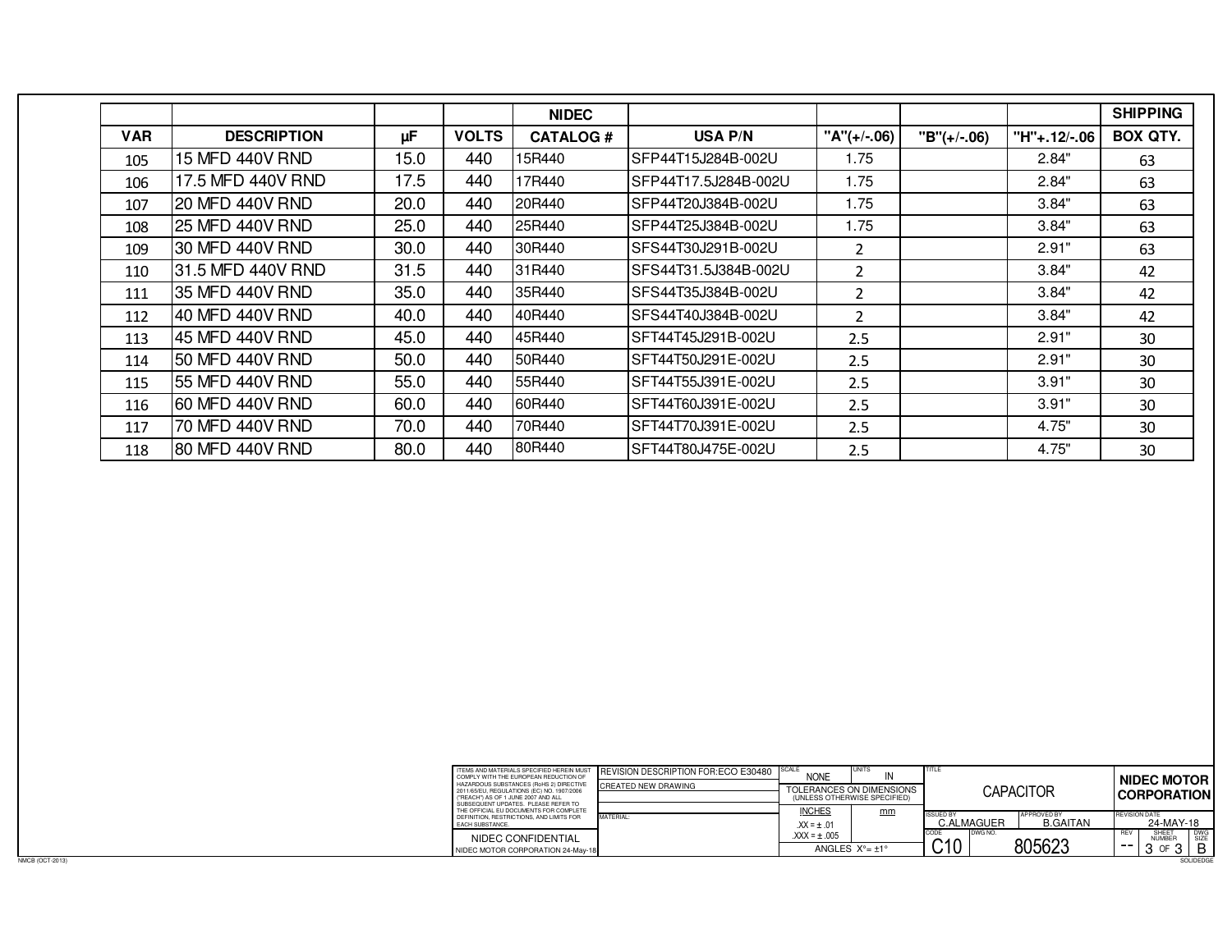| VAR | DESCRIPTION | µF | VOLTS | NIDEC CATALOG # | USA P/N | "A"(+/-.06) | "B"(+/-.06) | "H"+.12/-.06 | SHIPPING BOX QTY. |
|---|---|---|---|---|---|---|---|---|---|
| 105 | 15 MFD 440V RND | 15.0 | 440 | 15R440 | SFP44T15J284B-002U | 1.75 | | 2.84" | 63 |
| 106 | 17.5 MFD 440V RND | 17.5 | 440 | 17R440 | SFP44T17.5J284B-002U | 1.75 | | 2.84" | 63 |
| 107 | 20 MFD 440V RND | 20.0 | 440 | 20R440 | SFP44T20J384B-002U | 1.75 | | 3.84" | 63 |
| 108 | 25 MFD 440V RND | 25.0 | 440 | 25R440 | SFP44T25J384B-002U | 1.75 | | 3.84" | 63 |
| 109 | 30 MFD 440V RND | 30.0 | 440 | 30R440 | SFS44T30J291B-002U | 2 | | 2.91" | 63 |
| 110 | 31.5 MFD 440V RND | 31.5 | 440 | 31R440 | SFS44T31.5J384B-002U | 2 | | 3.84" | 42 |
| 111 | 35 MFD 440V RND | 35.0 | 440 | 35R440 | SFS44T35J384B-002U | 2 | | 3.84" | 42 |
| 112 | 40 MFD 440V RND | 40.0 | 440 | 40R440 | SFS44T40J384B-002U | 2 | | 3.84" | 42 |
| 113 | 45 MFD 440V RND | 45.0 | 440 | 45R440 | SFT44T45J291B-002U | 2.5 | | 2.91" | 30 |
| 114 | 50 MFD 440V RND | 50.0 | 440 | 50R440 | SFT44T50J291E-002U | 2.5 | | 2.91" | 30 |
| 115 | 55 MFD 440V RND | 55.0 | 440 | 55R440 | SFT44T55J391E-002U | 2.5 | | 3.91" | 30 |
| 116 | 60 MFD 440V RND | 60.0 | 440 | 60R440 | SFT44T60J391E-002U | 2.5 | | 3.91" | 30 |
| 117 | 70 MFD 440V RND | 70.0 | 440 | 70R440 | SFT44T70J391E-002U | 2.5 | | 4.75" | 30 |
| 118 | 80 MFD 440V RND | 80.0 | 440 | 80R440 | SFT44T80J475E-002U | 2.5 | | 4.75" | 30 |

ITEMS AND MATERIALS SPECIFIED HEREIN MUST COMPLY WITH THE EUROPEAN REDUCTION OF HAZARDOUS SUBSTANCES (RoHS 2) DIRECTIVE 2011/65/EU, REGULATIONS (EC) NO. 1907/2006 ("REACH") AS OF 1 JUNE 2007 AND ALL SUBSEQUENT UPDATES. PLEASE REFER TO THE OFFICIAL EU DOCUMENTS FOR COMPLETE DEFINITION, RESTRICTIONS, AND LIMITS FOR EACH SUBSTANCE.

NIDEC CONFIDENTIAL
NIDEC MOTOR CORPORATION 24-May-18

REVISION DESCRIPTION FOR: ECO E30480
CREATED NEW DRAWING

MATERIAL:

SCALE: NONE
UNITS: IN

TOLERANCES ON DIMENSIONS (UNLESS OTHERWISE SPECIFIED)

| INCHES | mm |
|---|---|
| .XX = ± .01 | |
| .XXX = ± .005 | |

ANGLES X° = ±1°

TITLE: CAPACITOR

ISSUED BY: C.ALMAGUER
APPROVED BY: B.GAITAN

CODE: C10
DWG NO.: 805623

NIDEC MOTOR CORPORATION

REVISION DATE: 24-MAY-18
REV: --
SHEET NUMBER: 3 OF 3
DWG SIZE: B

NMCB (OCT-2013)
SOLIDEDGE